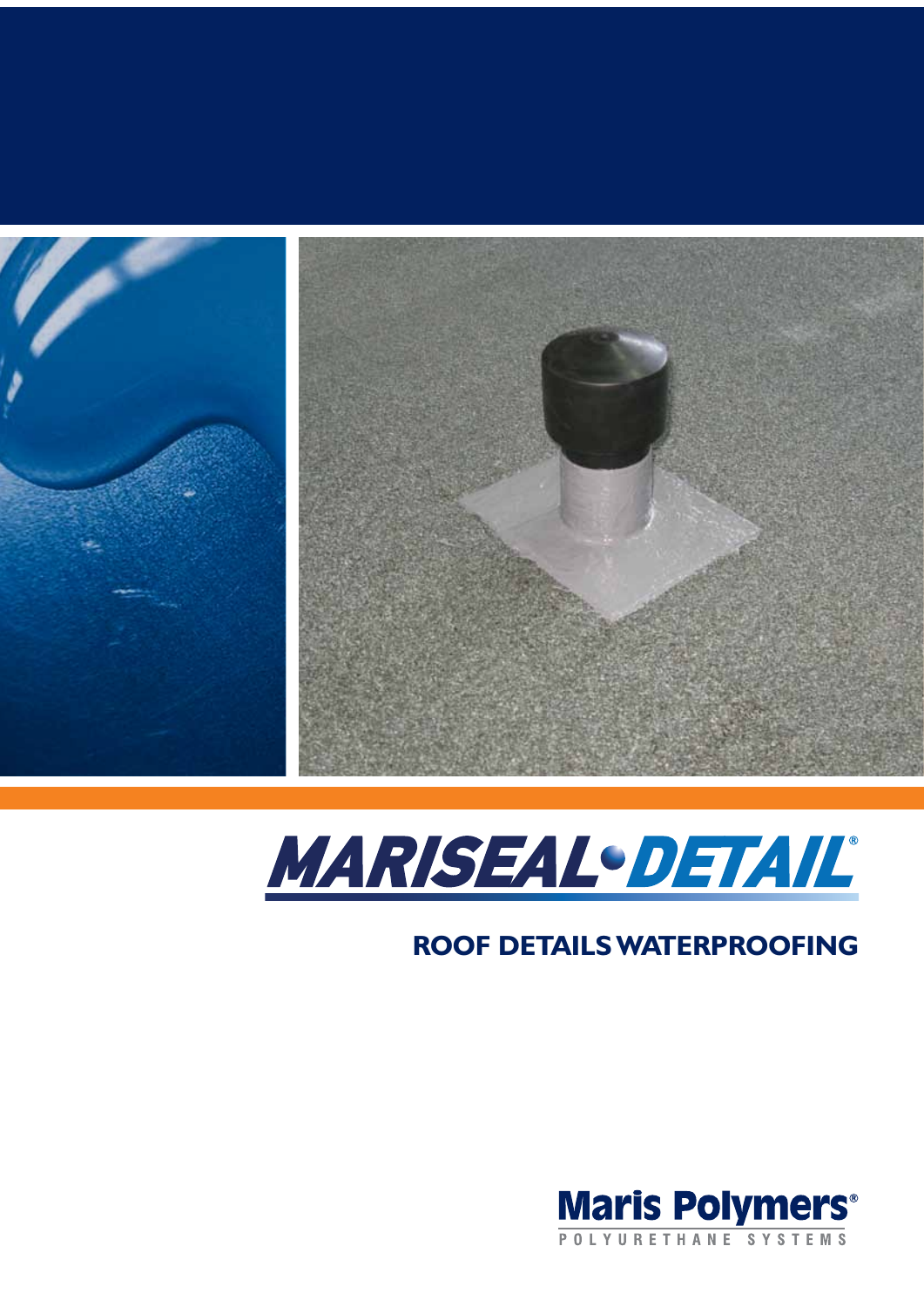# MARISEAL•DETAIL®

## ROOF DETAILS WATERPROOFING

Maris Polymers®

POLYURETHANE SYSTEMS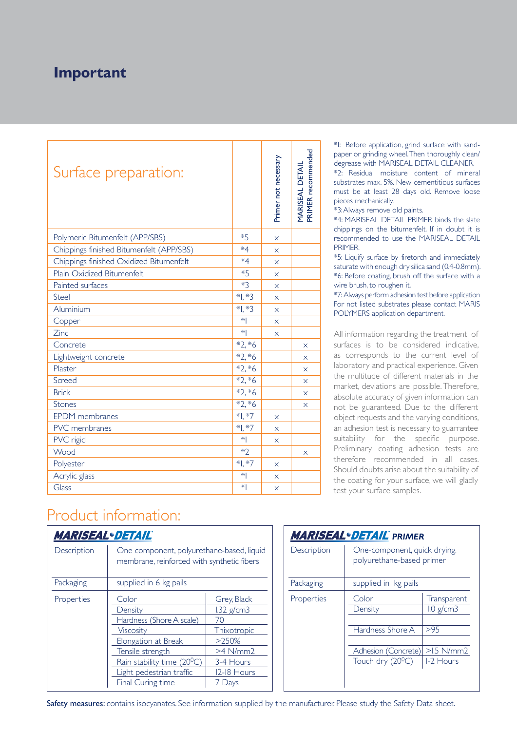# Important

| Surface preparation: | | Primer not necessary | MARISEAL DETAIL PRIMER recommended |
|---|---|---|---|
| Polymeric Bitumenfelt (APP/SBS) | *5 | × | |
| Chippings finished Bitumenfelt (APP/SBS) | *4 | × | |
| Chippings finished Oxidized Bitumenfelt | *4 | × | |
| Plain Oxidized Bitumenfelt | *5 | × | |
| Painted surfaces | *3 | × | |
| Steel | *1, *3 | × | |
| Aluminium | *1, *3 | × | |
| Copper | *1 | × | |
| Zinc | *1 | × | |
| Concrete | *2, *6 | | × |
| Lightweight concrete | *2, *6 | | × |
| Plaster | *2, *6 | | × |
| Screed | *2, *6 | | × |
| Brick | *2, *6 | | × |
| Stones | *2, *6 | | × |
| EPDM membranes | *1, *7 | × | |
| PVC membranes | *1, *7 | × | |
| PVC rigid | *1 | × | |
| Wood | *2 | | × |
| Polyester | *1, *7 | × | |
| Acrylic glass | *1 | × | |
| Glass | *1 | × | |

*1: Before application, grind surface with sand-paper or grinding wheel. Then thoroughly clean/degrease with MARISEAL DETAIL CLEANER.
*2: Residual moisture content of mineral substrates max. 5%. New cementitious surfaces must be at least 28 days old. Remove loose pieces mechanically.
*3: Always remove old paints.
*4: MARISEAL DETAIL PRIMER binds the slate chippings on the bitumenfelt. If in doubt it is recommended to use the MARISEAL DETAIL PRIMER.
*5: Liquify surface by firetorch and immediately saturate with enough dry silica sand (0.4-0.8mm).
*6: Before coating, brush off the surface with a wire brush, to roughen it.
*7: Always perform adhesion test before application
For not listed substrates please contact MARIS POLYMERS application department.

All information regarding the treatment of surfaces is to be considered indicative, as corresponds to the current level of laboratory and practical experience. Given the multitude of different materials in the market, deviations are possible. Therefore, absolute accuracy of given information can not be guaranteed. Due to the different object requests and the varying conditions, an adhesion test is necessary to guarrantee suitability for the specific purpose. Preliminary coating adhesion tests are therefore recommended in all cases. Should doubts arise about the suitability of the coating for your surface, we will gladly test your surface samples.

## Product information:

### MARISEAL•DETAIL

| | | |
|---|---|---|
| Description | One component, polyurethane-based, liquid membrane, reinforced with synthetic fibers | |
| Packaging | supplied in 6 kg pails | |
| Properties | Color | Grey, Black |
| | Density | 1.32 g/cm3 |
| | Hardness (Shore A scale) | 70 |
| | Viscosity | Thixotropic |
| | Elongation at Break | >250% |
| | Tensile strength | >4 N/mm2 |
| | Rain stability time (20°C) | 3-4 Hours |
| | Light pedestrian traffic | 12-18 Hours |
| | Final Curing time | 7 Days |

### MARISEAL•DETAIL PRIMER

| | | |
|---|---|---|
| Description | One-component, quick drying, polyurethane-based primer | |
| Packaging | supplied in 1kg pails | |
| Properties | Color | Transparent |
| | Density | 1.0 g/cm3 |
| | Hardness Shore A | >95 |
| | Adhesion (Concrete) | >1.5 N/mm2 |
| | Touch dry (20°C) | 1-2 Hours |

**Safety measures:** contains isocyanates. See information supplied by the manufacturer. Please study the Safety Data sheet.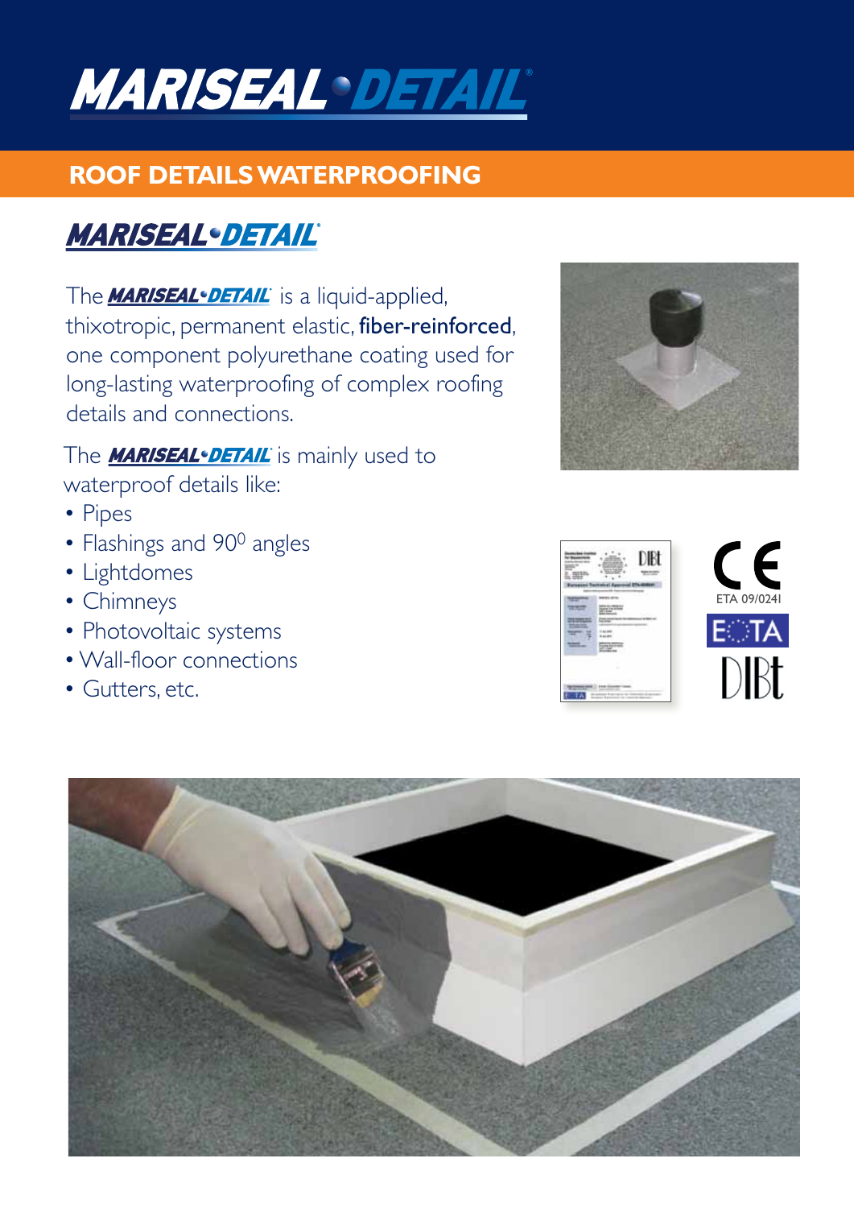# MARISEAL®DETAIL

## ROOF DETAILS WATERPROOFING

### MARISEAL®DETAIL

The **MARISEAL®DETAIL** is a liquid-applied, thixotropic, permanent elastic, **fiber-reinforced**, one component polyurethane coating used for long-lasting waterproofing of complex roofing details and connections.

The **MARISEAL®DETAIL** is mainly used to waterproof details like:

- Pipes
- Flashings and $90^0$ angles
- Lightdomes
- Chimneys
- Photovoltaic systems
- Wall-floor connections
- Gutters, etc.

CE

ETA 09/0241

EOTA

DIBt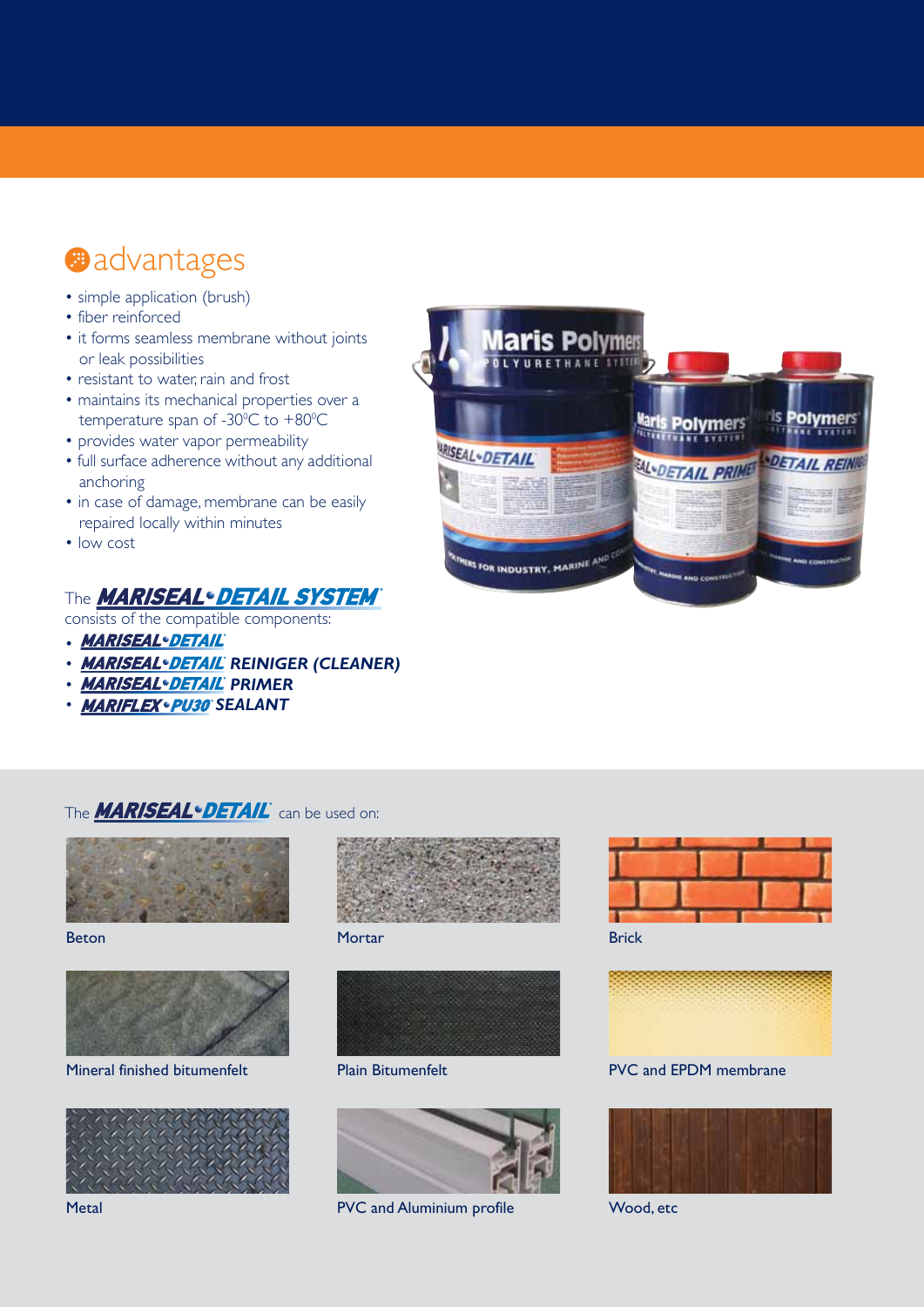## advantages

- simple application (brush)
- fiber reinforced
- it forms seamless membrane without joints or leak possibilities
- resistant to water, rain and frost
- maintains its mechanical properties over a temperature span of -30°C to +80°C
- provides water vapor permeability
- full surface adherence without any additional anchoring
- in case of damage, membrane can be easily repaired locally within minutes
- low cost

The ***MARISEAL•DETAIL SYSTEM®*** consists of the compatible components:

- ***MARISEAL•DETAIL®***
- ***MARISEAL•DETAIL® REINIGER (CLEANER)***
- ***MARISEAL•DETAIL® PRIMER***
- ***MARIFLEX•PU30® SEALANT***

The ***MARISEAL•DETAIL®*** can be used on:

Beton

Mortar

Brick

Mineral finished bitumenfelt

Plain Bitumenfelt

PVC and EPDM membrane

Metal

PVC and Aluminium profile

Wood, etc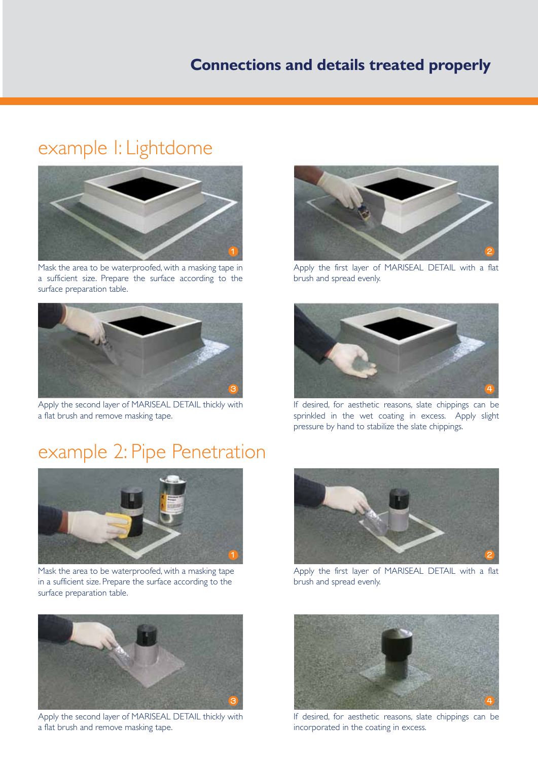# Connections and details treated properly

## example 1: Lightdome

1. Mask the area to be waterproofed, with a masking tape in a sufficient size. Prepare the surface according to the surface preparation table.

2. Apply the first layer of MARISEAL DETAIL with a flat brush and spread evenly.

3. Apply the second layer of MARISEAL DETAIL thickly with a flat brush and remove masking tape.

4. If desired, for aesthetic reasons, slate chippings can be sprinkled in the wet coating in excess. Apply slight pressure by hand to stabilize the slate chippings.

## example 2: Pipe Penetration

1. Mask the area to be waterproofed, with a masking tape in a sufficient size. Prepare the surface according to the surface preparation table.

2. Apply the first layer of MARISEAL DETAIL with a flat brush and spread evenly.

3. Apply the second layer of MARISEAL DETAIL thickly with a flat brush and remove masking tape.

4. If desired, for aesthetic reasons, slate chippings can be incorporated in the coating in excess.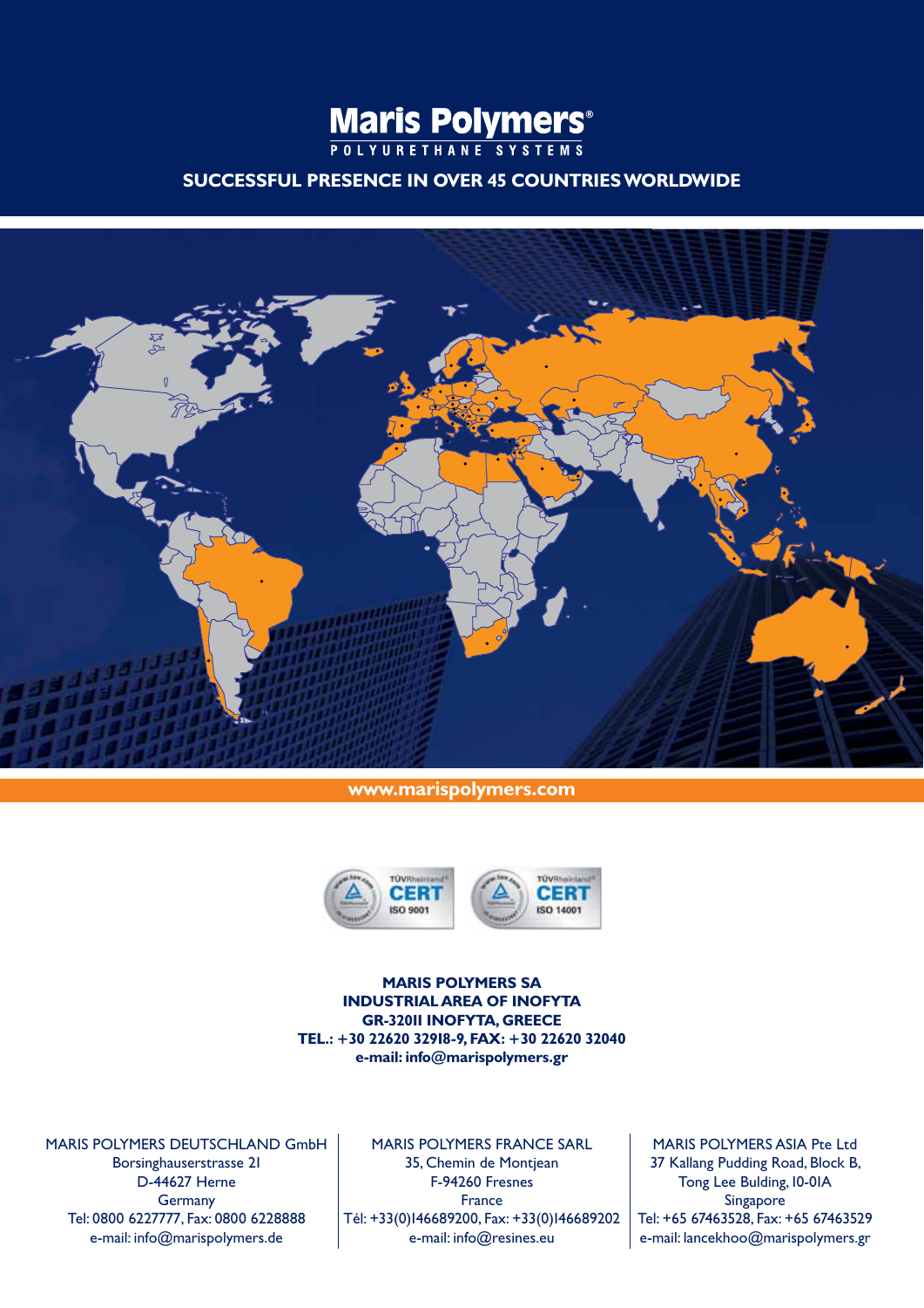# Maris Polymers®

POLYURETHANE SYSTEMS

## SUCCESSFUL PRESENCE IN OVER 45 COUNTRIES WORLDWIDE

www.marispolymers.com

TÜVRheinland® CERT ISO 9001

TÜVRheinland® CERT ISO 14001

**MARIS POLYMERS SA**
**INDUSTRIAL AREA OF INOFYTA**
**GR-32011 INOFYTA, GREECE**
**TEL.: +30 22620 32918-9, FAX: +30 22620 32040**
**e-mail: info@marispolymers.gr**

MARIS POLYMERS DEUTSCHLAND GmbH
Borsinghauserstrasse 21
D-44627 Herne
Germany
Tel: 0800 6227777, Fax: 0800 6228888
e-mail: info@marispolymers.de

MARIS POLYMERS FRANCE SARL
35, Chemin de Montjean
F-94260 Fresnes
France
Tél: +33(0)146689200, Fax: +33(0)146689202
e-mail: info@resines.eu

MARIS POLYMERS ASIA Pte Ltd
37 Kallang Pudding Road, Block B,
Tong Lee Bulding, 10-01A
Singapore
Tel: +65 67463528, Fax: +65 67463529
e-mail: lancekhoo@marispolymers.gr